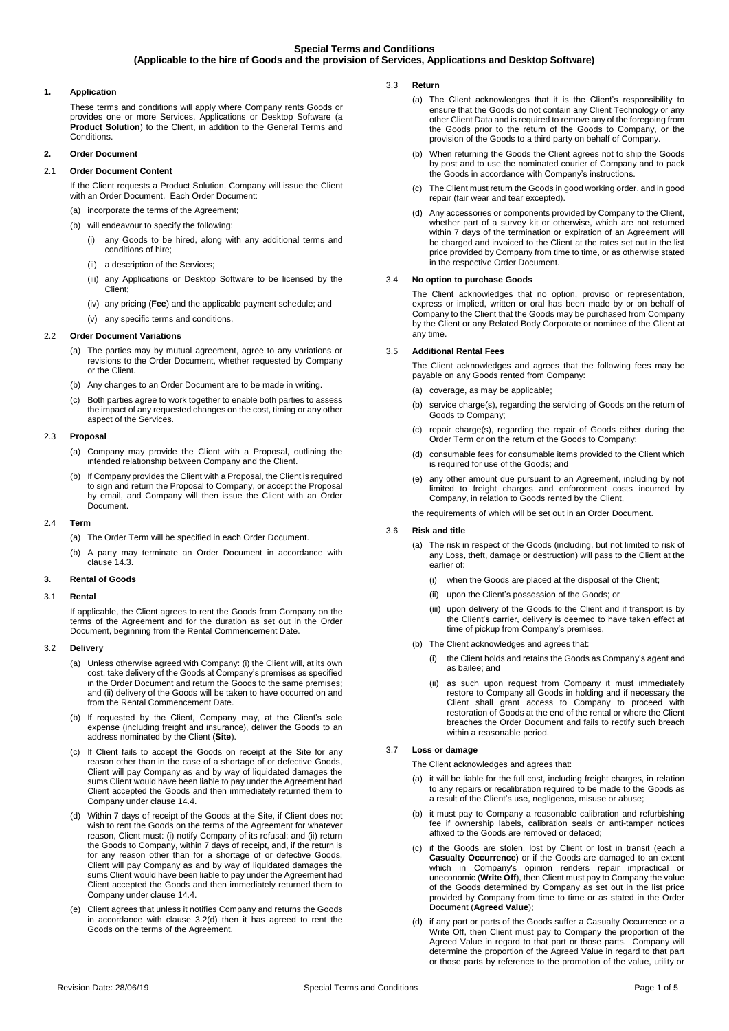# Special Terms and Conditions
## (Applicable to the hire of Goods and the provision of Services, Applications and Desktop Software)

### 1. Application

These terms and conditions will apply where Company rents Goods or provides one or more Services, Applications or Desktop Software (a **Product Solution**) to the Client, in addition to the General Terms and Conditions.

### 2. Order Document

#### 2.1 Order Document Content

If the Client requests a Product Solution, Company will issue the Client with an Order Document. Each Order Document:

(a) incorporate the terms of the Agreement;

(b) will endeavour to specify the following:

(i) any Goods to be hired, along with any additional terms and conditions of hire;

(ii) a description of the Services;

(iii) any Applications or Desktop Software to be licensed by the Client;

(iv) any pricing (**Fee**) and the applicable payment schedule; and

(v) any specific terms and conditions.

#### 2.2 Order Document Variations

(a) The parties may by mutual agreement, agree to any variations or revisions to the Order Document, whether requested by Company or the Client.

(b) Any changes to an Order Document are to be made in writing.

(c) Both parties agree to work together to enable both parties to assess the impact of any requested changes on the cost, timing or any other aspect of the Services.

#### 2.3 Proposal

(a) Company may provide the Client with a Proposal, outlining the intended relationship between Company and the Client.

(b) If Company provides the Client with a Proposal, the Client is required to sign and return the Proposal to Company, or accept the Proposal by email, and Company will then issue the Client with an Order Document.

#### 2.4 Term

(a) The Order Term will be specified in each Order Document.

(b) A party may terminate an Order Document in accordance with clause 14.3.

### 3. Rental of Goods

#### 3.1 Rental

If applicable, the Client agrees to rent the Goods from Company on the terms of the Agreement and for the duration as set out in the Order Document, beginning from the Rental Commencement Date.

#### 3.2 Delivery

(a) Unless otherwise agreed with Company: (i) the Client will, at its own cost, take delivery of the Goods at Company's premises as specified in the Order Document and return the Goods to the same premises; and (ii) delivery of the Goods will be taken to have occurred on and from the Rental Commencement Date.

(b) If requested by the Client, Company may, at the Client's sole expense (including freight and insurance), deliver the Goods to an address nominated by the Client (**Site**).

(c) If Client fails to accept the Goods on receipt at the Site for any reason other than in the case of a shortage of or defective Goods, Client will pay Company as and by way of liquidated damages the sums Client would have been liable to pay under the Agreement had Client accepted the Goods and then immediately returned them to Company under clause 14.4.

(d) Within 7 days of receipt of the Goods at the Site, if Client does not wish to rent the Goods on the terms of the Agreement for whatever reason, Client must: (i) notify Company of its refusal; and (ii) return the Goods to Company, within 7 days of receipt, and, if the return is for any reason other than for a shortage of or defective Goods, Client will pay Company as and by way of liquidated damages the sums Client would have been liable to pay under the Agreement had Client accepted the Goods and then immediately returned them to Company under clause 14.4.

(e) Client agrees that unless it notifies Company and returns the Goods in accordance with clause 3.2(d) then it has agreed to rent the Goods on the terms of the Agreement.

#### 3.3 Return

(a) The Client acknowledges that it is the Client's responsibility to ensure that the Goods do not contain any Client Technology or any other Client Data and is required to remove any of the foregoing from the Goods prior to the return of the Goods to Company, or the provision of the Goods to a third party on behalf of Company.

(b) When returning the Goods the Client agrees not to ship the Goods by post and to use the nominated courier of Company and to pack the Goods in accordance with Company's instructions.

(c) The Client must return the Goods in good working order, and in good repair (fair wear and tear excepted).

(d) Any accessories or components provided by Company to the Client, whether part of a survey kit or otherwise, which are not returned within 7 days of the termination or expiration of an Agreement will be charged and invoiced to the Client at the rates set out in the list price provided by Company from time to time, or as otherwise stated in the respective Order Document.

#### 3.4 No option to purchase Goods

The Client acknowledges that no option, proviso or representation, express or implied, written or oral has been made by or on behalf of Company to the Client that the Goods may be purchased from Company by the Client or any Related Body Corporate or nominee of the Client at any time.

#### 3.5 Additional Rental Fees

The Client acknowledges and agrees that the following fees may be payable on any Goods rented from Company:

(a) coverage, as may be applicable;

(b) service charge(s), regarding the servicing of Goods on the return of Goods to Company;

(c) repair charge(s), regarding the repair of Goods either during the Order Term or on the return of the Goods to Company;

(d) consumable fees for consumable items provided to the Client which is required for use of the Goods; and

(e) any other amount due pursuant to an Agreement, including by not limited to freight charges and enforcement costs incurred by Company, in relation to Goods rented by the Client,

the requirements of which will be set out in an Order Document.

#### 3.6 Risk and title

(a) The risk in respect of the Goods (including, but not limited to risk of any Loss, theft, damage or destruction) will pass to the Client at the earlier of:

(i) when the Goods are placed at the disposal of the Client;

(ii) upon the Client's possession of the Goods; or

(iii) upon delivery of the Goods to the Client and if transport is by the Client's carrier, delivery is deemed to have taken effect at time of pickup from Company's premises.

(b) The Client acknowledges and agrees that:

(i) the Client holds and retains the Goods as Company's agent and as bailee; and

(ii) as such upon request from Company it must immediately restore to Company all Goods in holding and if necessary the Client shall grant access to Company to proceed with restoration of Goods at the end of the rental or where the Client breaches the Order Document and fails to rectify such breach within a reasonable period.

#### 3.7 Loss or damage

The Client acknowledges and agrees that:

(a) it will be liable for the full cost, including freight charges, in relation to any repairs or recalibration required to be made to the Goods as a result of the Client's use, negligence, misuse or abuse;

(b) it must pay to Company a reasonable calibration and refurbishing fee if ownership labels, calibration seals or anti-tamper notices affixed to the Goods are removed or defaced;

(c) if the Goods are stolen, lost by Client or lost in transit (each a **Casualty Occurrence**) or if the Goods are damaged to an extent which in Company's opinion renders repair impractical or uneconomic (**Write Off**), then Client must pay to Company the value of the Goods determined by Company as set out in the list price provided by Company from time to time or as stated in the Order Document (**Agreed Value**);

(d) if any part or parts of the Goods suffer a Casualty Occurrence or a Write Off, then Client must pay to Company the proportion of the Agreed Value in regard to that part or those parts. Company will determine the proportion of the Agreed Value in regard to that part or those parts by reference to the promotion of the value, utility or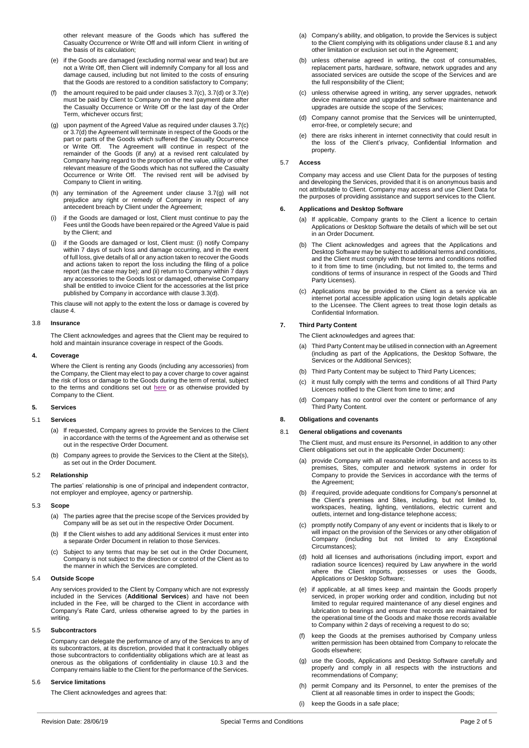other relevant measure of the Goods which has suffered the Casualty Occurrence or Write Off and will inform Client in writing of the basis of its calculation;

(e) if the Goods are damaged (excluding normal wear and tear) but are not a Write Off, then Client will indemnify Company for all loss and damage caused, including but not limited to the costs of ensuring that the Goods are restored to a condition satisfactory to Company;

(f) the amount required to be paid under clauses 3.7(c), 3.7(d) or 3.7(e) must be paid by Client to Company on the next payment date after the Casualty Occurrence or Write Off or the last day of the Order Term, whichever occurs first;

(g) upon payment of the Agreed Value as required under clauses 3.7(c) or 3.7(d) the Agreement will terminate in respect of the Goods or the part or parts of the Goods which suffered the Casualty Occurrence or Write Off. The Agreement will continue in respect of the remainder of the Goods (if any) at a revised rent calculated by Company having regard to the proportion of the value, utility or other relevant measure of the Goods which has not suffered the Casualty Occurrence or Write Off. The revised rent will be advised by Company to Client in writing.

(h) any termination of the Agreement under clause 3.7(g) will not prejudice any right or remedy of Company in respect of any antecedent breach by Client under the Agreement;

(i) if the Goods are damaged or lost, Client must continue to pay the Fees until the Goods have been repaired or the Agreed Value is paid by the Client; and

(j) if the Goods are damaged or lost, Client must: (i) notify Company within 7 days of such loss and damage occurring, and in the event of full loss, give details of all or any action taken to recover the Goods and actions taken to report the loss including the filing of a police report (as the case may be); and (ii) return to Company within 7 days any accessories to the Goods lost or damaged, otherwise Company shall be entitled to invoice Client for the accessories at the list price published by Company in accordance with clause 3.3(d).

This clause will not apply to the extent the loss or damage is covered by clause 4.

### 3.8 Insurance

The Client acknowledges and agrees that the Client may be required to hold and maintain insurance coverage in respect of the Goods.

## 4. Coverage

Where the Client is renting any Goods (including any accessories) from the Company, the Client may elect to pay a cover charge to cover against the risk of loss or damage to the Goods during the term of rental, subject to the terms and conditions set out here or as otherwise provided by Company to the Client.

## 5. Services

### 5.1 Services

(a) If requested, Company agrees to provide the Services to the Client in accordance with the terms of the Agreement and as otherwise set out in the respective Order Document.

(b) Company agrees to provide the Services to the Client at the Site(s), as set out in the Order Document.

### 5.2 Relationship

The parties' relationship is one of principal and independent contractor, not employer and employee, agency or partnership.

### 5.3 Scope

(a) The parties agree that the precise scope of the Services provided by Company will be as set out in the respective Order Document.

(b) If the Client wishes to add any additional Services it must enter into a separate Order Document in relation to those Services.

(c) Subject to any terms that may be set out in the Order Document, Company is not subject to the direction or control of the Client as to the manner in which the Services are completed.

### 5.4 Outside Scope

Any services provided to the Client by Company which are not expressly included in the Services (**Additional Services**) and have not been included in the Fee, will be charged to the Client in accordance with Company's Rate Card, unless otherwise agreed to by the parties in writing.

### 5.5 Subcontractors

Company can delegate the performance of any of the Services to any of its subcontractors, at its discretion, provided that it contractually obliges those subcontractors to confidentiality obligations which are at least as onerous as the obligations of confidentiality in clause 10.3 and the Company remains liable to the Client for the performance of the Services.

### 5.6 Service limitations

The Client acknowledges and agrees that:

(a) Company's ability, and obligation, to provide the Services is subject to the Client complying with its obligations under clause 8.1 and any other limitation or exclusion set out in the Agreement;

(b) unless otherwise agreed in writing, the cost of consumables, replacement parts, hardware, software, network upgrades and any associated services are outside the scope of the Services and are the full responsibility of the Client;

(c) unless otherwise agreed in writing, any server upgrades, network device maintenance and upgrades and software maintenance and upgrades are outside the scope of the Services;

(d) Company cannot promise that the Services will be uninterrupted, error-free, or completely secure; and

(e) there are risks inherent in internet connectivity that could result in the loss of the Client's privacy, Confidential Information and property.

### 5.7 Access

Company may access and use Client Data for the purposes of testing and developing the Services, provided that it is on anonymous basis and not attributable to Client. Company may access and use Client Data for the purposes of providing assistance and support services to the Client.

## 6. Applications and Desktop Software

(a) If applicable, Company grants to the Client a licence to certain Applications or Desktop Software the details of which will be set out in an Order Document.

(b) The Client acknowledges and agrees that the Applications and Desktop Software may be subject to additional terms and conditions, and the Client must comply with those terms and conditions notified to it from time to time (including, but not limited to, the terms and conditions of terms of insurance in respect of the Goods and Third Party Licenses).

(c) Applications may be provided to the Client as a service via an internet portal accessible application using login details applicable to the Licensee. The Client agrees to treat those login details as Confidential Information.

## 7. Third Party Content

The Client acknowledges and agrees that:

(a) Third Party Content may be utilised in connection with an Agreement (including as part of the Applications, the Desktop Software, the Services or the Additional Services);

(b) Third Party Content may be subject to Third Party Licences;

(c) it must fully comply with the terms and conditions of all Third Party Licences notified to the Client from time to time; and

(d) Company has no control over the content or performance of any Third Party Content.

## 8. Obligations and covenants

### 8.1 General obligations and covenants

The Client must, and must ensure its Personnel, in addition to any other Client obligations set out in the applicable Order Document):

(a) provide Company with all reasonable information and access to its premises, Sites, computer and network systems in order for Company to provide the Services in accordance with the terms of the Agreement;

(b) if required, provide adequate conditions for Company's personnel at the Client's premises and Sites, including, but not limited to, workspaces, heating, lighting, ventilations, electric current and outlets, internet and long-distance telephone access;

(c) promptly notify Company of any event or incidents that is likely to or will impact on the provision of the Services or any other obligation of Company (including but not limited to any Exceptional Circumstances);

(d) hold all licenses and authorisations (including import, export and radiation source licences) required by Law anywhere in the world where the Client imports, possesses or uses the Goods, Applications or Desktop Software;

(e) if applicable, at all times keep and maintain the Goods properly serviced, in proper working order and condition, including but not limited to regular required maintenance of any diesel engines and lubrication to bearings and ensure that records are maintained for the operational time of the Goods and make those records available to Company within 2 days of receiving a request to do so;

(f) keep the Goods at the premises authorised by Company unless written permission has been obtained from Company to relocate the Goods elsewhere;

(g) use the Goods, Applications and Desktop Software carefully and properly and comply in all respects with the instructions and recommendations of Company;

(h) permit Company and its Personnel, to enter the premises of the Client at all reasonable times in order to inspect the Goods;

(i) keep the Goods in a safe place;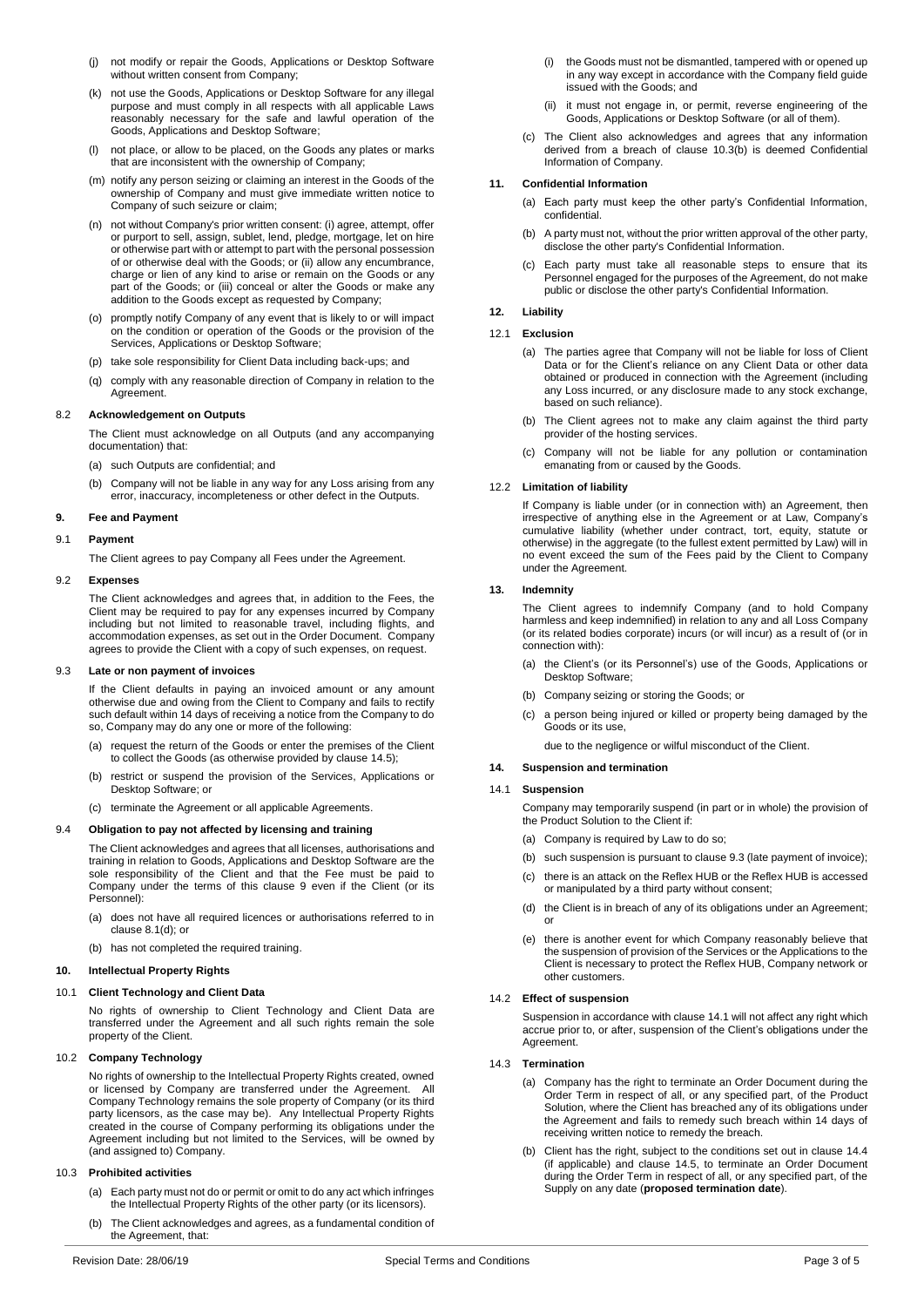(j) not modify or repair the Goods, Applications or Desktop Software without written consent from Company;

(k) not use the Goods, Applications or Desktop Software for any illegal purpose and must comply in all respects with all applicable Laws reasonably necessary for the safe and lawful operation of the Goods, Applications and Desktop Software;

(l) not place, or allow to be placed, on the Goods any plates or marks that are inconsistent with the ownership of Company;

(m) notify any person seizing or claiming an interest in the Goods of the ownership of Company and must give immediate written notice to Company of such seizure or claim;

(n) not without Company's prior written consent: (i) agree, attempt, offer or purport to sell, assign, sublet, lend, pledge, mortgage, let on hire or otherwise part with or attempt to part with the personal possession of or otherwise deal with the Goods; or (ii) allow any encumbrance, charge or lien of any kind to arise or remain on the Goods or any part of the Goods; or (iii) conceal or alter the Goods or make any addition to the Goods except as requested by Company;

(o) promptly notify Company of any event that is likely to or will impact on the condition or operation of the Goods or the provision of the Services, Applications or Desktop Software;

(p) take sole responsibility for Client Data including back-ups; and

(q) comply with any reasonable direction of Company in relation to the Agreement.

### 8.2 Acknowledgement on Outputs

The Client must acknowledge on all Outputs (and any accompanying documentation) that:

(a) such Outputs are confidential; and

(b) Company will not be liable in any way for any Loss arising from any error, inaccuracy, incompleteness or other defect in the Outputs.

## 9. Fee and Payment

### 9.1 Payment

The Client agrees to pay Company all Fees under the Agreement.

### 9.2 Expenses

The Client acknowledges and agrees that, in addition to the Fees, the Client may be required to pay for any expenses incurred by Company including but not limited to reasonable travel, including flights, and accommodation expenses, as set out in the Order Document. Company agrees to provide the Client with a copy of such expenses, on request.

### 9.3 Late or non payment of invoices

If the Client defaults in paying an invoiced amount or any amount otherwise due and owing from the Client to Company and fails to rectify such default within 14 days of receiving a notice from the Company to do so, Company may do any one or more of the following:

(a) request the return of the Goods or enter the premises of the Client to collect the Goods (as otherwise provided by clause 14.5);

(b) restrict or suspend the provision of the Services, Applications or Desktop Software; or

(c) terminate the Agreement or all applicable Agreements.

### 9.4 Obligation to pay not affected by licensing and training

The Client acknowledges and agrees that all licenses, authorisations and training in relation to Goods, Applications and Desktop Software are the sole responsibility of the Client and that the Fee must be paid to Company under the terms of this clause 9 even if the Client (or its Personnel):

(a) does not have all required licences or authorisations referred to in clause 8.1(d); or

(b) has not completed the required training.

## 10. Intellectual Property Rights

### 10.1 Client Technology and Client Data

No rights of ownership to Client Technology and Client Data are transferred under the Agreement and all such rights remain the sole property of the Client.

### 10.2 Company Technology

No rights of ownership to the Intellectual Property Rights created, owned or licensed by Company are transferred under the Agreement. All Company Technology remains the sole property of Company (or its third party licensors, as the case may be). Any Intellectual Property Rights created in the course of Company performing its obligations under the Agreement including but not limited to the Services, will be owned by (and assigned to) Company.

### 10.3 Prohibited activities

(a) Each party must not do or permit or omit to do any act which infringes the Intellectual Property Rights of the other party (or its licensors).

(b) The Client acknowledges and agrees, as a fundamental condition of the Agreement, that:

(i) the Goods must not be dismantled, tampered with or opened up in any way except in accordance with the Company field guide issued with the Goods; and

(ii) it must not engage in, or permit, reverse engineering of the Goods, Applications or Desktop Software (or all of them).

(c) The Client also acknowledges and agrees that any information derived from a breach of clause 10.3(b) is deemed Confidential Information of Company.

## 11. Confidential Information

(a) Each party must keep the other party's Confidential Information, confidential.

(b) A party must not, without the prior written approval of the other party, disclose the other party's Confidential Information.

(c) Each party must take all reasonable steps to ensure that its Personnel engaged for the purposes of the Agreement, do not make public or disclose the other party's Confidential Information.

## 12. Liability

### 12.1 Exclusion

(a) The parties agree that Company will not be liable for loss of Client Data or for the Client's reliance on any Client Data or other data obtained or produced in connection with the Agreement (including any Loss incurred, or any disclosure made to any stock exchange, based on such reliance).

(b) The Client agrees not to make any claim against the third party provider of the hosting services.

(c) Company will not be liable for any pollution or contamination emanating from or caused by the Goods.

### 12.2 Limitation of liability

If Company is liable under (or in connection with) an Agreement, then irrespective of anything else in the Agreement or at Law, Company's cumulative liability (whether under contract, tort, equity, statute or otherwise) in the aggregate (to the fullest extent permitted by Law) will in no event exceed the sum of the Fees paid by the Client to Company under the Agreement.

## 13. Indemnity

The Client agrees to indemnify Company (and to hold Company harmless and keep indemnified) in relation to any and all Loss Company (or its related bodies corporate) incurs (or will incur) as a result of (or in connection with):

(a) the Client's (or its Personnel's) use of the Goods, Applications or Desktop Software;

(b) Company seizing or storing the Goods; or

(c) a person being injured or killed or property being damaged by the Goods or its use,

due to the negligence or wilful misconduct of the Client.

## 14. Suspension and termination

### 14.1 Suspension

Company may temporarily suspend (in part or in whole) the provision of the Product Solution to the Client if:

(a) Company is required by Law to do so;

(b) such suspension is pursuant to clause 9.3 (late payment of invoice);

(c) there is an attack on the Reflex HUB or the Reflex HUB is accessed or manipulated by a third party without consent;

(d) the Client is in breach of any of its obligations under an Agreement; or

(e) there is another event for which Company reasonably believe that the suspension of provision of the Services or the Applications to the Client is necessary to protect the Reflex HUB, Company network or other customers.

### 14.2 Effect of suspension

Suspension in accordance with clause 14.1 will not affect any right which accrue prior to, or after, suspension of the Client's obligations under the Agreement.

### 14.3 Termination

(a) Company has the right to terminate an Order Document during the Order Term in respect of all, or any specified part, of the Product Solution, where the Client has breached any of its obligations under the Agreement and fails to remedy such breach within 14 days of receiving written notice to remedy the breach.

(b) Client has the right, subject to the conditions set out in clause 14.4 (if applicable) and clause 14.5, to terminate an Order Document during the Order Term in respect of all, or any specified part, of the Supply on any date (**proposed termination date**).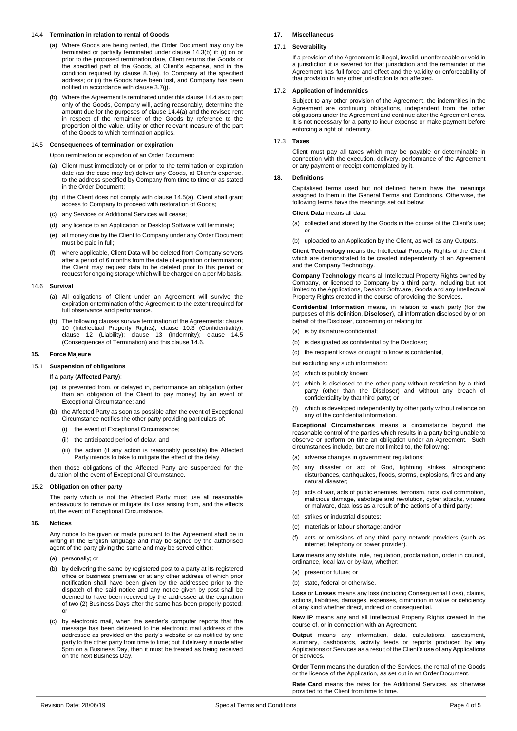#### 14.4 Termination in relation to rental of Goods

(a) Where Goods are being rented, the Order Document may only be terminated or partially terminated under clause 14.3(b) if: (i) on or prior to the proposed termination date, Client returns the Goods or the specified part of the Goods, at Client's expense, and in the condition required by clause 8.1(e), to Company at the specified address; or (ii) the Goods have been lost, and Company has been notified in accordance with clause 3.7(j).

(b) Where the Agreement is terminated under this clause 14.4 as to part only of the Goods, Company will, acting reasonably, determine the amount due for the purposes of clause 14.4(a) and the revised rent in respect of the remainder of the Goods by reference to the proportion of the value, utility or other relevant measure of the part of the Goods to which termination applies.

#### 14.5 Consequences of termination or expiration

Upon termination or expiration of an Order Document:

(a) Client must immediately on or prior to the termination or expiration date (as the case may be) deliver any Goods, at Client's expense, to the address specified by Company from time to time or as stated in the Order Document;

(b) if the Client does not comply with clause 14.5(a), Client shall grant access to Company to proceed with restoration of Goods;

(c) any Services or Additional Services will cease;

(d) any licence to an Application or Desktop Software will terminate;

(e) all money due by the Client to Company under any Order Document must be paid in full;

(f) where applicable, Client Data will be deleted from Company servers after a period of 6 months from the date of expiration or termination; the Client may request data to be deleted prior to this period or request for ongoing storage which will be charged on a per Mb basis.

#### 14.6 Survival

(a) All obligations of Client under an Agreement will survive the expiration or termination of the Agreement to the extent required for full observance and performance.

(b) The following clauses survive termination of the Agreements: clause 10 (Intellectual Property Rights); clause 10.3 (Confidentiality); clause 12 (Liability); clause 13 (Indemnity); clause 14.5 (Consequences of Termination) and this clause 14.6.

### 15. Force Majeure

#### 15.1 Suspension of obligations

If a party (**Affected Party**):

(a) is prevented from, or delayed in, performance an obligation (other than an obligation of the Client to pay money) by an event of Exceptional Circumstance; and

(b) the Affected Party as soon as possible after the event of Exceptional Circumstance notifies the other party providing particulars of:

  (i) the event of Exceptional Circumstance;

  (ii) the anticipated period of delay; and

  (iii) the action (if any action is reasonably possible) the Affected Party intends to take to mitigate the effect of the delay,

then those obligations of the Affected Party are suspended for the duration of the event of Exceptional Circumstance.

#### 15.2 Obligation on other party

The party which is not the Affected Party must use all reasonable endeavours to remove or mitigate its Loss arising from, and the effects of, the event of Exceptional Circumstance.

### 16. Notices

Any notice to be given or made pursuant to the Agreement shall be in writing in the English language and may be signed by the authorised agent of the party giving the same and may be served either:

(a) personally; or

(b) by delivering the same by registered post to a party at its registered office or business premises or at any other address of which prior notification shall have been given by the addressee prior to the dispatch of the said notice and any notice given by post shall be deemed to have been received by the addressee at the expiration of two (2) Business Days after the same has been properly posted; or

(c) by electronic mail, when the sender's computer reports that the message has been delivered to the electronic mail address of the addressee as provided on the party's website or as notified by one party to the other party from time to time; but if delivery is made after 5pm on a Business Day, then it must be treated as being received on the next Business Day.

### 17. Miscellaneous

#### 17.1 Severability

If a provision of the Agreement is illegal, invalid, unenforceable or void in a jurisdiction it is severed for that jurisdiction and the remainder of the Agreement has full force and effect and the validity or enforceability of that provision in any other jurisdiction is not affected.

#### 17.2 Application of indemnities

Subject to any other provision of the Agreement, the indemnities in the Agreement are continuing obligations, independent from the other obligations under the Agreement and continue after the Agreement ends. It is not necessary for a party to incur expense or make payment before enforcing a right of indemnity.

#### 17.3 Taxes

Client must pay all taxes which may be payable or determinable in connection with the execution, delivery, performance of the Agreement or any payment or receipt contemplated by it.

### 18. Definitions

Capitalised terms used but not defined herein have the meanings assigned to them in the General Terms and Conditions. Otherwise, the following terms have the meanings set out below:

**Client Data** means all data:

(a) collected and stored by the Goods in the course of the Client's use; or

(b) uploaded to an Application by the Client, as well as any Outputs.

**Client Technology** means the Intellectual Property Rights of the Client which are demonstrated to be created independently of an Agreement and the Company Technology.

**Company Technology** means all Intellectual Property Rights owned by Company, or licensed to Company by a third party, including but not limited to the Applications, Desktop Software, Goods and any Intellectual Property Rights created in the course of providing the Services.

**Confidential Information** means, in relation to each party (for the purposes of this definition, **Discloser**), all information disclosed by or on behalf of the Discloser, concerning or relating to:

(a) is by its nature confidential;

(b) is designated as confidential by the Discloser;

(c) the recipient knows or ought to know is confidential,

but excluding any such information:

(d) which is publicly known;

(e) which is disclosed to the other party without restriction by a third party (other than the Discloser) and without any breach of confidentiality by that third party; or

(f) which is developed independently by other party without reliance on any of the confidential information.

**Exceptional Circumstances** means a circumstance beyond the reasonable control of the parties which results in a party being unable to observe or perform on time an obligation under an Agreement. Such circumstances include, but are not limited to, the following:

(a) adverse changes in government regulations;

(b) any disaster or act of God, lightning strikes, atmospheric disturbances, earthquakes, floods, storms, explosions, fires and any natural disaster;

(c) acts of war, acts of public enemies, terrorism, riots, civil commotion, malicious damage, sabotage and revolution, cyber attacks, viruses or malware, data loss as a result of the actions of a third party;

(d) strikes or industrial disputes;

(e) materials or labour shortage; and/or

(f) acts or omissions of any third party network providers (such as internet, telephony or power provider).

**Law** means any statute, rule, regulation, proclamation, order in council, ordinance, local law or by-law, whether:

(a) present or future; or

(b) state, federal or otherwise.

**Loss** or **Losses** means any loss (including Consequential Loss), claims, actions, liabilities, damages, expenses, diminution in value or deficiency of any kind whether direct, indirect or consequential.

**New IP** means any and all Intellectual Property Rights created in the course of, or in connection with an Agreement.

**Output** means any information, data, calculations, assessment, summary, dashboards, activity feeds or reports produced by any Applications or Services as a result of the Client's use of any Applications or Services.

**Order Term** means the duration of the Services, the rental of the Goods or the licence of the Application, as set out in an Order Document.

**Rate Card** means the rates for the Additional Services, as otherwise provided to the Client from time to time.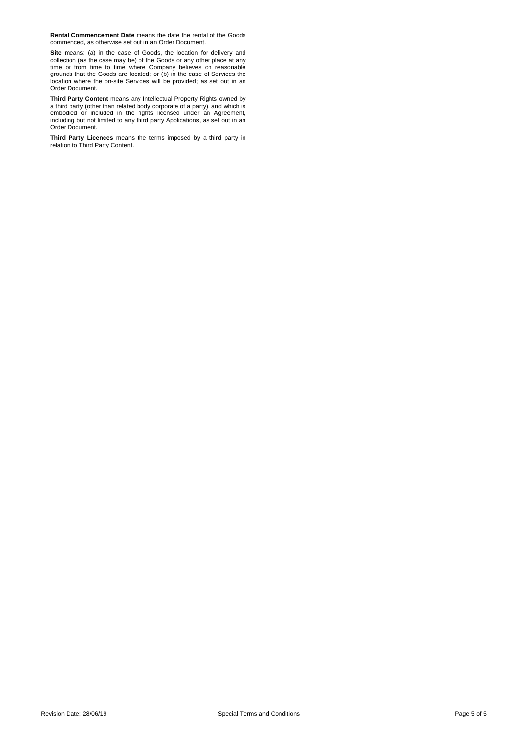**Rental Commencement Date** means the date the rental of the Goods commenced, as otherwise set out in an Order Document.

**Site** means: (a) in the case of Goods, the location for delivery and collection (as the case may be) of the Goods or any other place at any time or from time to time where Company believes on reasonable grounds that the Goods are located; or (b) in the case of Services the location where the on-site Services will be provided; as set out in an Order Document.

**Third Party Content** means any Intellectual Property Rights owned by a third party (other than related body corporate of a party), and which is embodied or included in the rights licensed under an Agreement, including but not limited to any third party Applications, as set out in an Order Document.

**Third Party Licences** means the terms imposed by a third party in relation to Third Party Content.